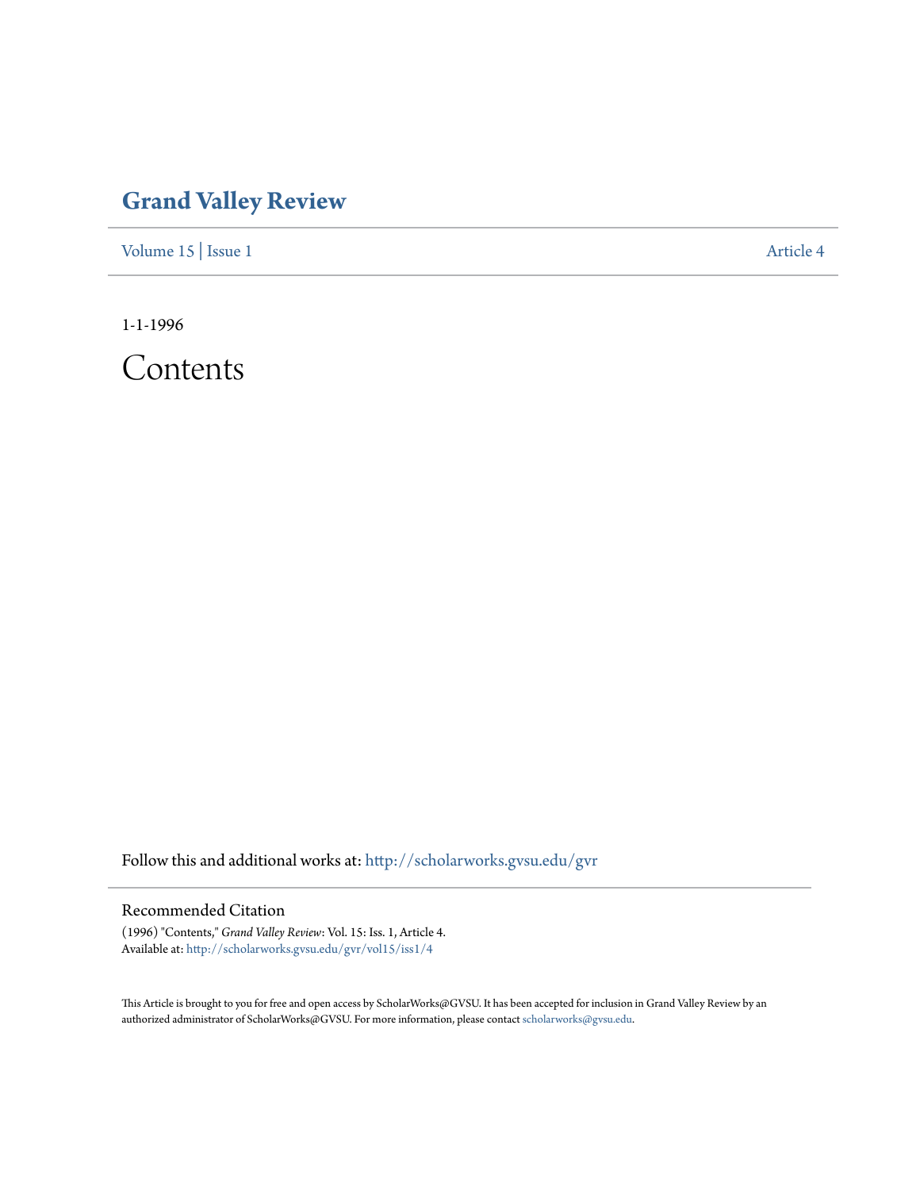# Grand Valley Review

Volume 15 | Issue 1 Article 4

1-1-1996

# Contents

Follow this and additional works at: http://scholarworks.gvsu.edu/gvr

## Recommended Citation

(1996) "Contents," *Grand Valley Review*: Vol. 15: Iss. 1, Article 4.
Available at: http://scholarworks.gvsu.edu/gvr/vol15/iss1/4

This Article is brought to you for free and open access by ScholarWorks@GVSU. It has been accepted for inclusion in Grand Valley Review by an authorized administrator of ScholarWorks@GVSU. For more information, please contact scholarworks@gvsu.edu.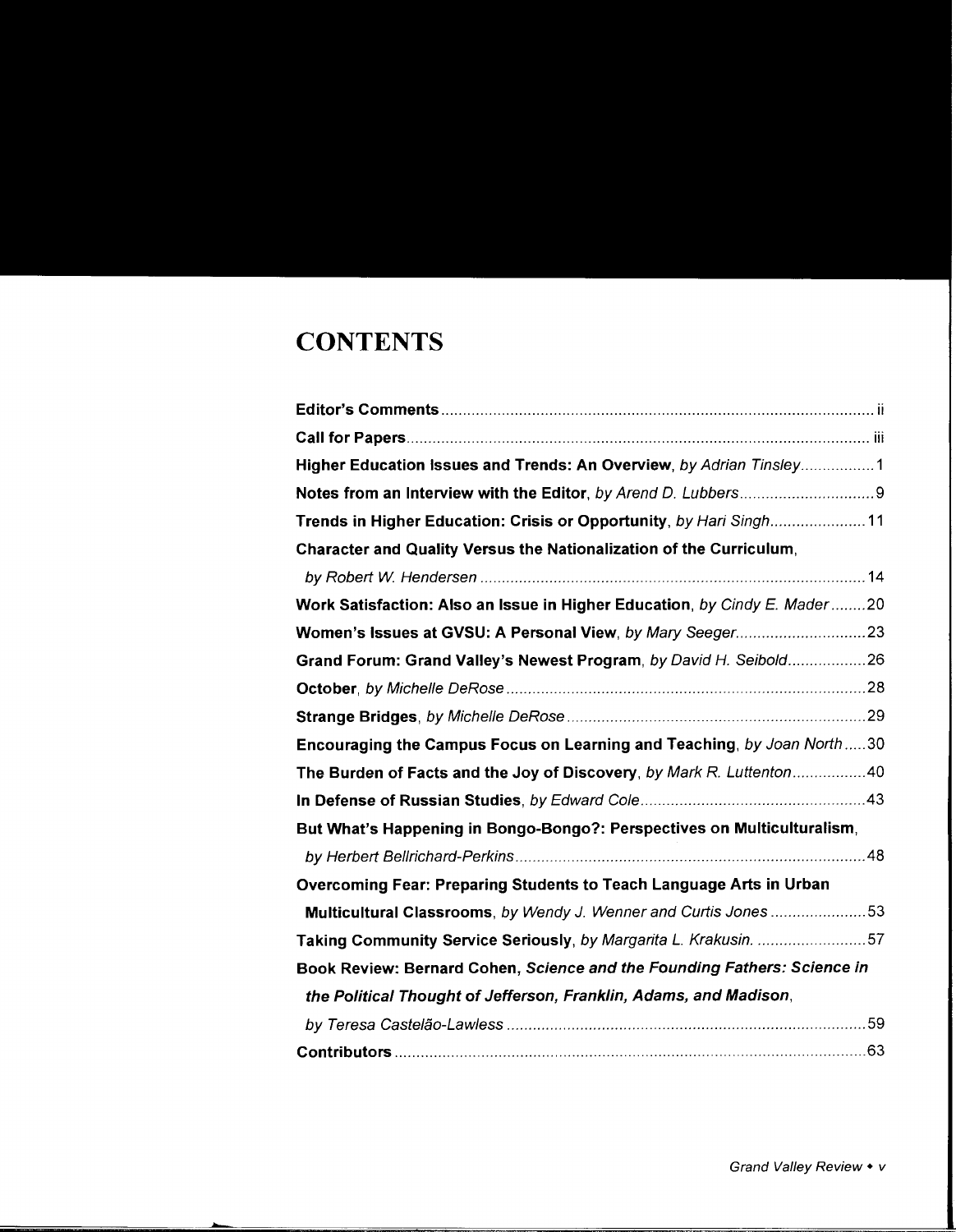# CONTENTS

**Editor's Comments** ........................................................................................... ii

**Call for Papers** ................................................................................................. iii

**Higher Education Issues and Trends: An Overview**, *by Adrian Tinsley* ................. 1

**Notes from an Interview with the Editor**, *by Arend D. Lubbers* ............................... 9

**Trends in Higher Education: Crisis or Opportunity**, *by Hari Singh* ...................... 11

**Character and Quality Versus the Nationalization of the Curriculum**, *by Robert W. Hendersen* ........................................................................................ 14

**Work Satisfaction: Also an Issue in Higher Education**, *by Cindy E. Mader* ........ 20

**Women's Issues at GVSU: A Personal View**, *by Mary Seeger* .............................. 23

**Grand Forum: Grand Valley's Newest Program**, *by David H. Seibold* .................. 26

**October**, *by Michelle DeRose* .................................................................................. 28

**Strange Bridges**, *by Michelle DeRose* .................................................................... 29

**Encouraging the Campus Focus on Learning and Teaching**, *by Joan North* ..... 30

**The Burden of Facts and the Joy of Discovery**, *by Mark R. Luttenton* ................. 40

**In Defense of Russian Studies**, *by Edward Cole* .................................................... 43

**But What's Happening in Bongo-Bongo?: Perspectives on Multiculturalism**, *by Herbert Bellrichard-Perkins* ................................................................................ 48

**Overcoming Fear: Preparing Students to Teach Language Arts in Urban Multicultural Classrooms**, *by Wendy J. Wenner and Curtis Jones* ...................... 53

**Taking Community Service Seriously**, *by Margarita L. Krakusin.* ......................... 57

**Book Review: Bernard Cohen, *Science and the Founding Fathers: Science in the Political Thought of Jefferson, Franklin, Adams, and Madison***, *by Teresa Castelão-Lawless* .................................................................................. 59

**Contributors** ............................................................................................................ 63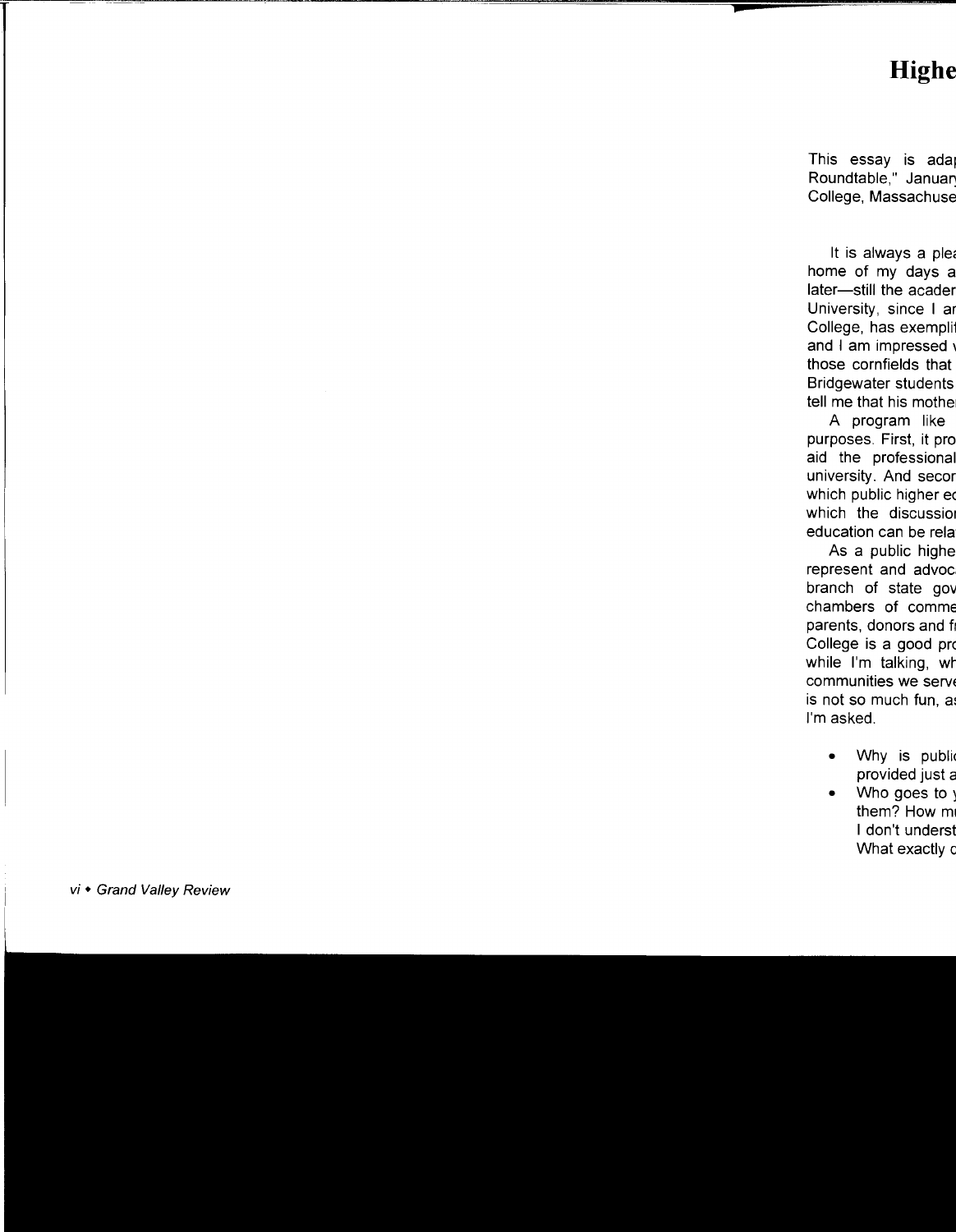# Highe

This essay is ada
Roundtable," Januar
College, Massachuse

It is always a ple
home of my days a
later—still the acader
University, since I a
College, has exempli
and I am impressed
those cornfields that
Bridgewater students
tell me that his mothe

A program like
purposes. First, it pro
aid the professiona
university. And seco
which public higher e
which the discussio
education can be rela

As a public highe
represent and advoc
branch of state gov
chambers of comme
parents, donors and f
College is a good pr
while I'm talking, w
communities we serv
is not so much fun, a
I'm asked.

- Why is publi
  provided just a
- Who goes to
  them? How m
  I don't underst
  What exactly